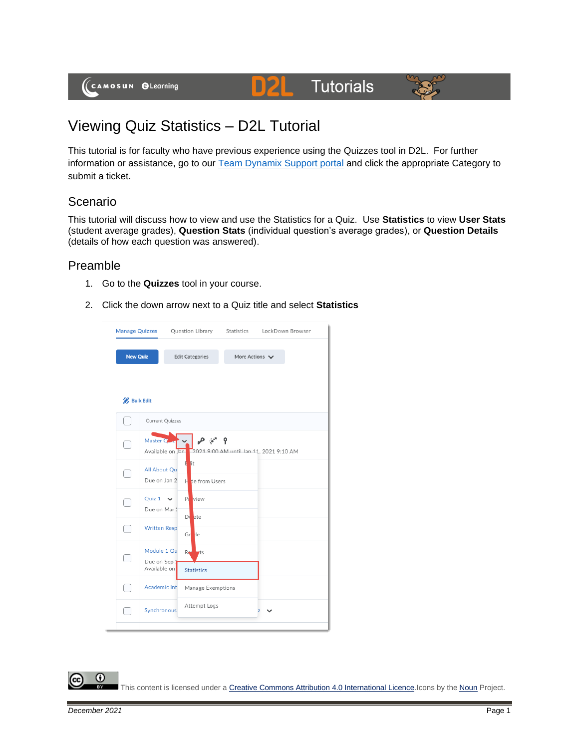# Viewing Quiz Statistics – D2L Tutorial

This tutorial is for faculty who have previous experience using the Quizzes tool in D2L. For further information or assistance, go to our Team Dynamix Support portal and click the appropriate Category to submit a ticket.

## Scenario

This tutorial will discuss how to view and use the Statistics for a Quiz. Use **Statistics** to view **User Stats** (student average grades), **Question Stats** (individual question's average grades), or **Question Details** (details of how each question was answered).

## Preamble

1. Go to the **Quizzes** tool in your course.
2. Click the down arrow next to a Quiz title and select **Statistics**

This content is licensed under a Creative Commons Attribution 4.0 International Licence. Icons by the Noun Project.

December 2021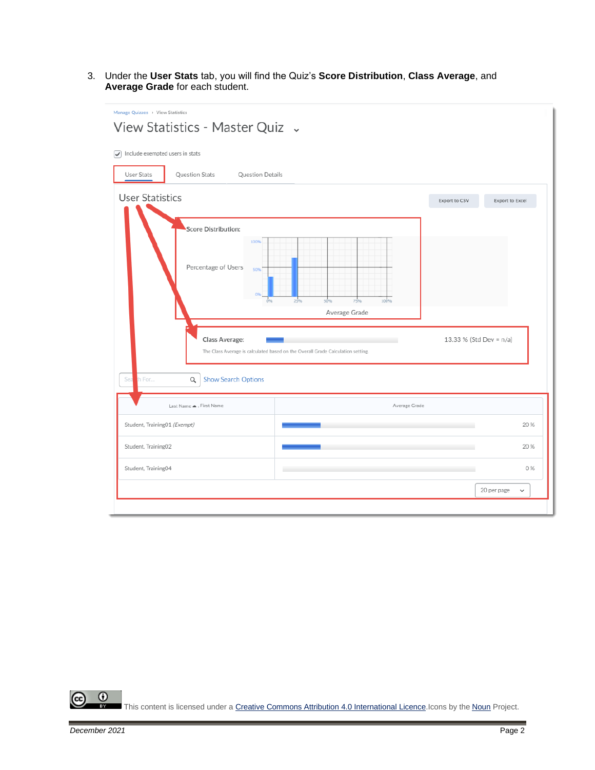3. Under the **User Stats** tab, you will find the Quiz's **Score Distribution**, **Class Average**, and **Average Grade** for each student.

Manage Quizzes › View Statistics

View Statistics - Master Quiz

Include exempted users in stats

User Stats | Question Stats | Question Details

User Statistics

Export to CSV | Export to Excel

Score Distribution:

Percentage of Users

Average Grade

Class Average: 13.33 % (Std Dev = n/a)

The Class Average is calculated based on the Overall Grade Calculation setting

Search For... Show Search Options

| Last Name , First Name | Average Grade |
|---|---|
| Student, Training01 *(Exempt)* | 20 % |
| Student, Training02 | 20 % |
| Student, Training04 | 0 % |

20 per page

This content is licensed under a Creative Commons Attribution 4.0 International Licence. Icons by the Noun Project.

December 2021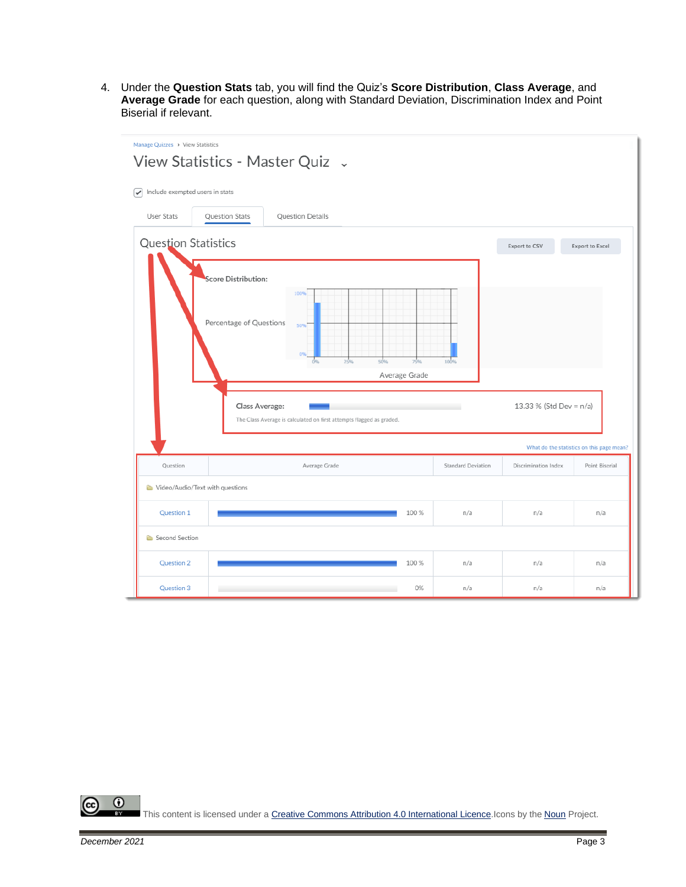4. Under the **Question Stats** tab, you will find the Quiz's **Score Distribution**, **Class Average**, and **Average Grade** for each question, along with Standard Deviation, Discrimination Index and Point Biserial if relevant.

Manage Quizzes › View Statistics

View Statistics - Master Quiz

Include exempted users in stats

User Stats | Question Stats | Question Details

Question Statistics

Export to CSV | Export to Excel

Score Distribution:

Percentage of Questions

Average Grade

Class Average: 13.33 % (Std Dev = n/a)

The Class Average is calculated on first attempts flagged as graded.

What do the statistics on this page mean?

| Question | Average Grade | Standard Deviation | Discrimination Index | Point Biserial |
| --- | --- | --- | --- | --- |
| Video/Audio/Text with questions | | | | |
| Question 1 | 100 % | n/a | n/a | n/a |
| Second Section | | | | |
| Question 2 | 100 % | n/a | n/a | n/a |
| Question 3 | 0% | n/a | n/a | n/a |

This content is licensed under a [Creative Commons Attribution 4.0 International Licence](). Icons by the [Noun]() Project.

*December 2021*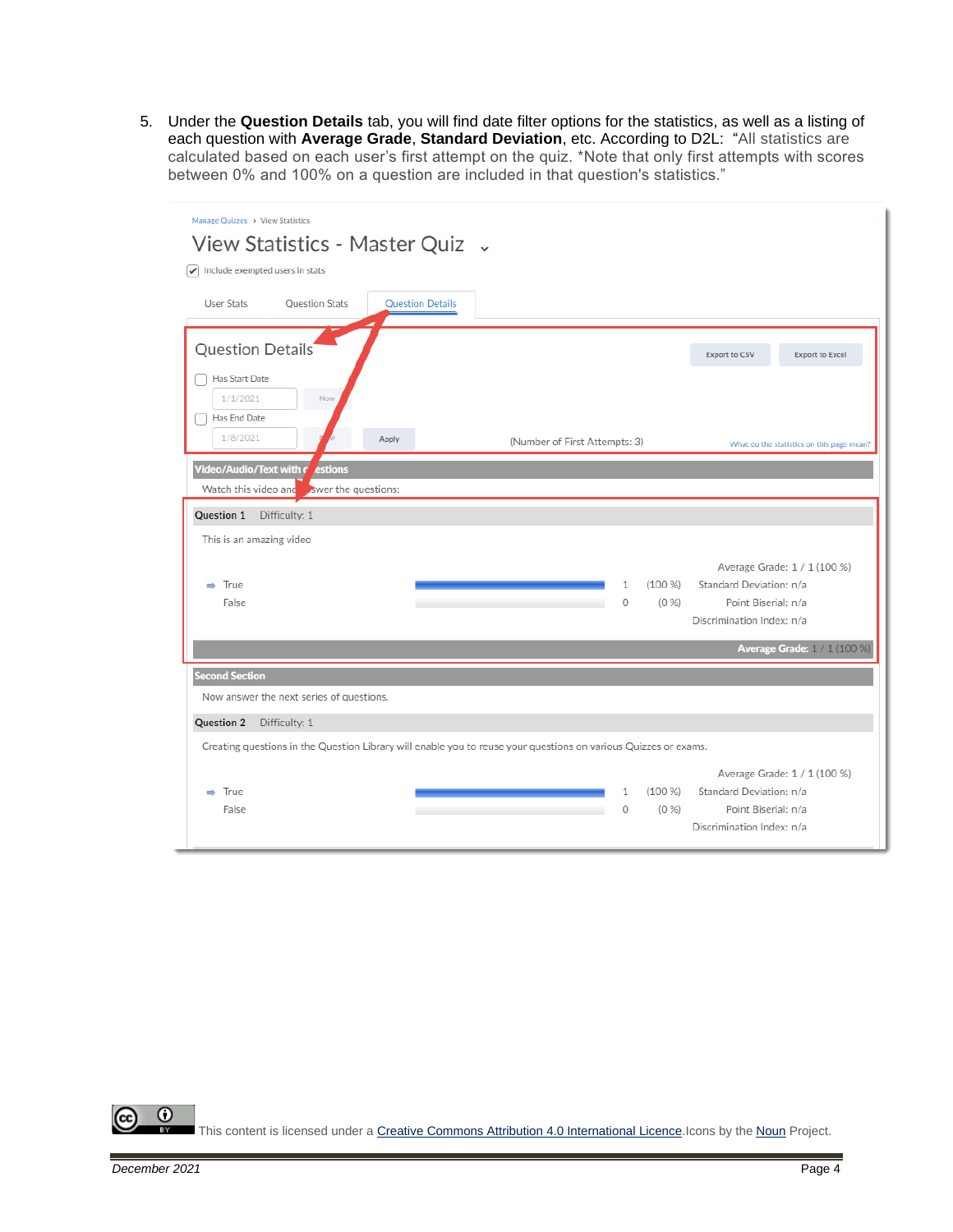5. Under the **Question Details** tab, you will find date filter options for the statistics, as well as a listing of each question with **Average Grade**, **Standard Deviation**, etc. According to D2L: "All statistics are calculated based on each user's first attempt on the quiz. *Note that only first attempts with scores between 0% and 100% on a question are included in that question's statistics."

Manage Quizzes › View Statistics

View Statistics - Master Quiz

Include exempted users in stats

User Stats | Question Stats | Question Details

Question Details

Export to CSV | Export to Excel

Has Start Date
1/1/2021 Now

Has End Date
1/8/2021 Now

Apply

(Number of First Attempts: 3)

What do the statistics on this page mean?

**Video/Audio/Text with questions**

Watch this video and answer the questions:

**Question 1** Difficulty: 1

This is an amazing video

| Answer | Count | Percent |
| --- | --- | --- |
| True | 1 | (100 %) |
| False | 0 | (0 %) |

Average Grade: 1 / 1 (100 %)
Standard Deviation: n/a
Point Biserial: n/a
Discrimination Index: n/a

**Average Grade:** 1 / 1 (100 %)

**Second Section**

Now answer the next series of questions.

**Question 2** Difficulty: 1

Creating questions in the Question Library will enable you to reuse your questions on various Quizzes or exams.

| Answer | Count | Percent |
| --- | --- | --- |
| True | 1 | (100 %) |
| False | 0 | (0 %) |

Average Grade: 1 / 1 (100 %)
Standard Deviation: n/a
Point Biserial: n/a
Discrimination Index: n/a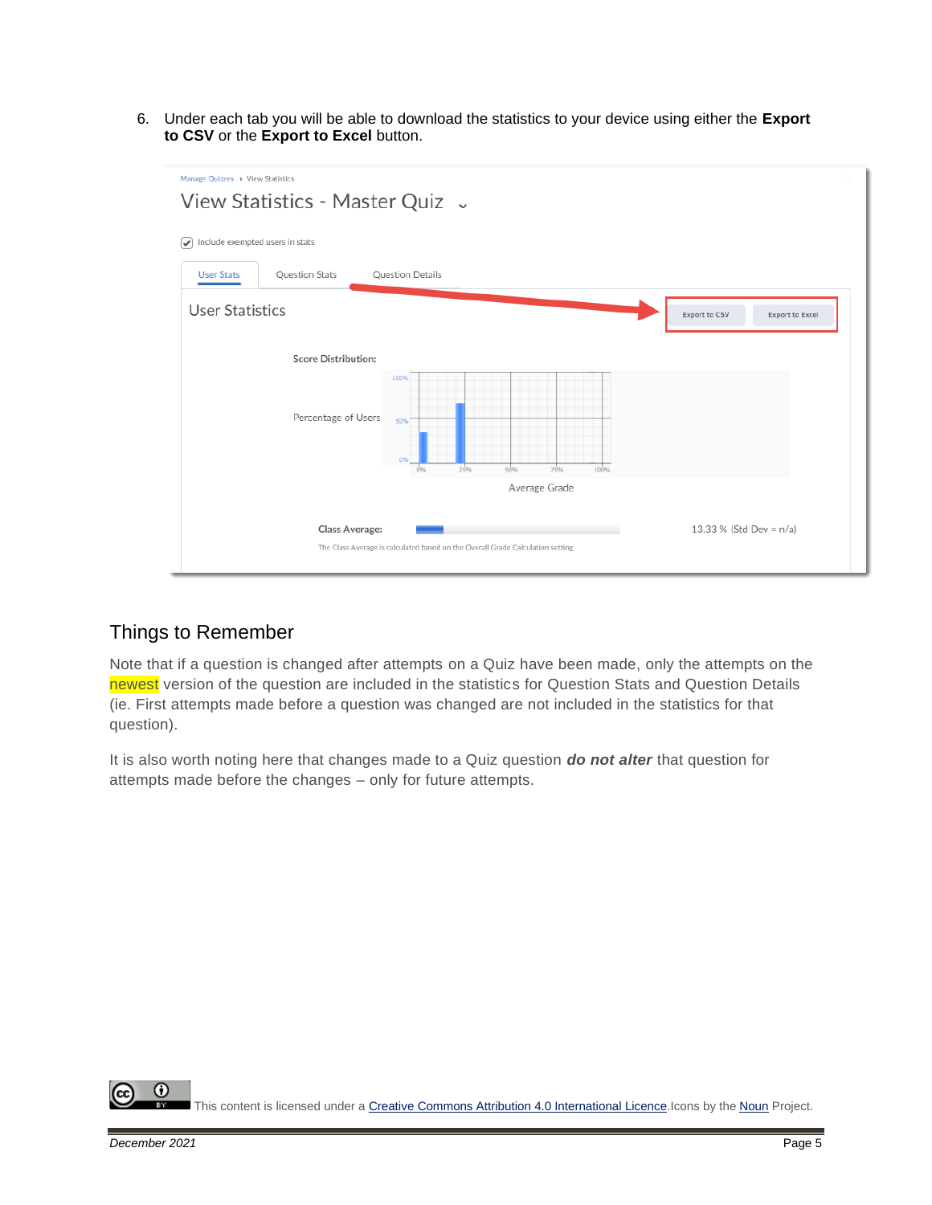6. Under each tab you will be able to download the statistics to your device using either the **Export to CSV** or the **Export to Excel** button.

## Things to Remember

Note that if a question is changed after attempts on a Quiz have been made, only the attempts on the newest version of the question are included in the statistics for Question Stats and Question Details (ie. First attempts made before a question was changed are not included in the statistics for that question).

It is also worth noting here that changes made to a Quiz question ***do not alter*** that question for attempts made before the changes – only for future attempts.

This content is licensed under a [Creative Commons Attribution 4.0 International Licence](). Icons by the [Noun]() Project.

*December 2021*